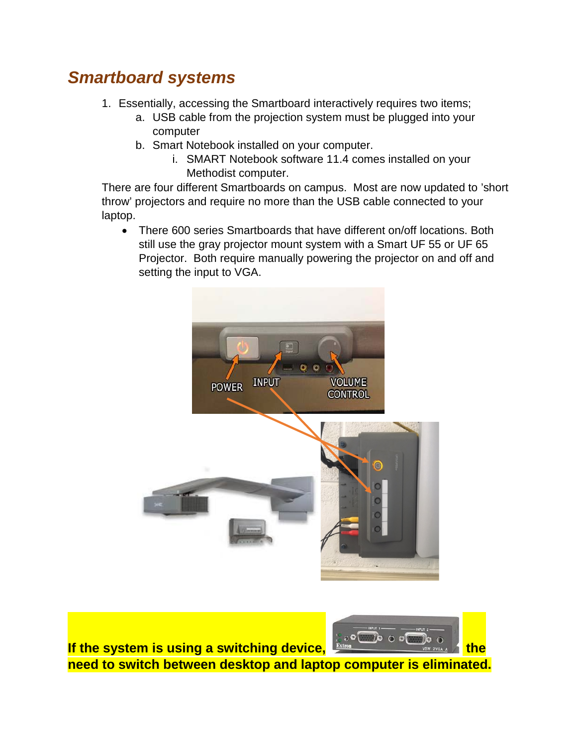## *Smartboard systems*

1. Essentially, accessing the Smartboard interactively requires two items;
   a. USB cable from the projection system must be plugged into your computer
   b. Smart Notebook installed on your computer.
      i. SMART Notebook software 11.4 comes installed on your Methodist computer.

There are four different Smartboards on campus. Most are now updated to 'short throw' projectors and require no more than the USB cable connected to your laptop.

- There 600 series Smartboards that have different on/off locations. Both still use the gray projector mount system with a Smart UF 55 or UF 65 Projector. Both require manually powering the projector on and off and setting the input to VGA.

**If the system is using a switching device, the need to switch between desktop and laptop computer is eliminated.**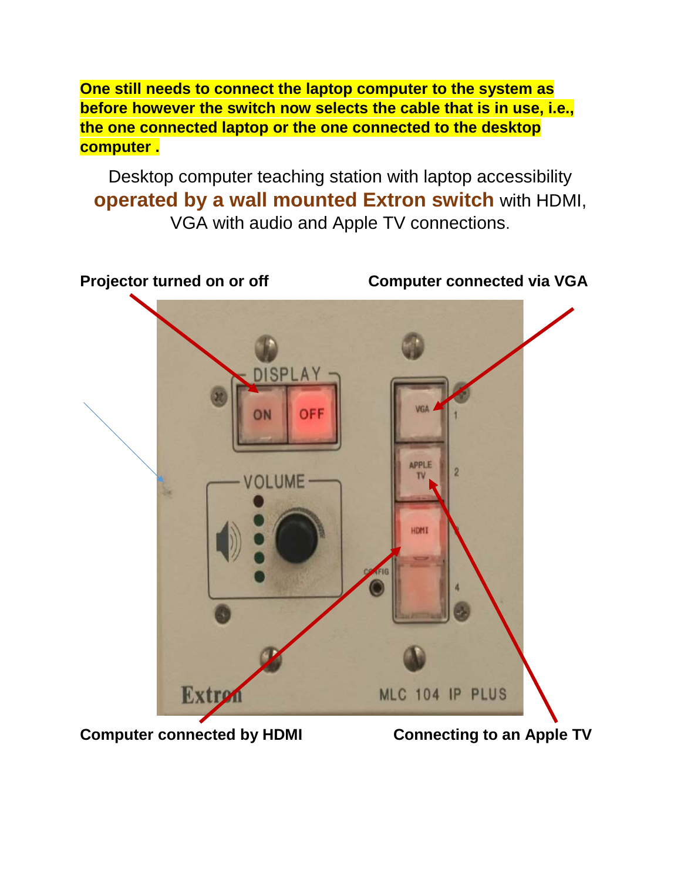**One still needs to connect the laptop computer to the system as before however the switch now selects the cable that is in use, i.e., the one connected laptop or the one connected to the desktop computer .**

Desktop computer teaching station with laptop accessibility **operated by a wall mounted Extron switch** with HDMI, VGA with audio and Apple TV connections.

**Projector turned on or off**

**Computer connected via VGA**

DISPLAY

ON

OFF

VOLUME

VGA

1

APPLE TV

2

HDMI

3

CONFIG

4

Extron

MLC 104 IP PLUS

**Computer connected by HDMI**

**Connecting to an Apple TV**